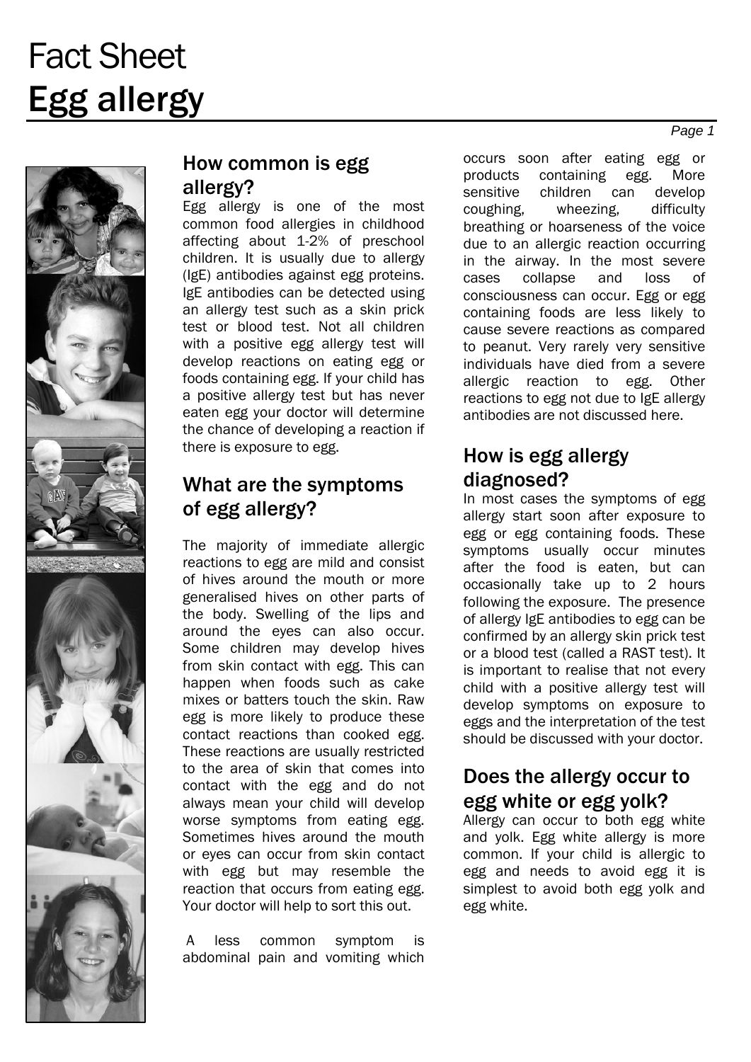# Fact Sheet
# Egg allergy

## How common is egg allergy?

Egg allergy is one of the most common food allergies in childhood affecting about 1-2% of preschool children. It is usually due to allergy (IgE) antibodies against egg proteins. IgE antibodies can be detected using an allergy test such as a skin prick test or blood test. Not all children with a positive egg allergy test will develop reactions on eating egg or foods containing egg. If your child has a positive allergy test but has never eaten egg your doctor will determine the chance of developing a reaction if there is exposure to egg.

## What are the symptoms of egg allergy?

The majority of immediate allergic reactions to egg are mild and consist of hives around the mouth or more generalised hives on other parts of the body. Swelling of the lips and around the eyes can also occur. Some children may develop hives from skin contact with egg. This can happen when foods such as cake mixes or batters touch the skin. Raw egg is more likely to produce these contact reactions than cooked egg. These reactions are usually restricted to the area of skin that comes into contact with the egg and do not always mean your child will develop worse symptoms from eating egg. Sometimes hives around the mouth or eyes can occur from skin contact with egg but may resemble the reaction that occurs from eating egg. Your doctor will help to sort this out.

A less common symptom is abdominal pain and vomiting which occurs soon after eating egg or products containing egg. More sensitive children can develop coughing, wheezing, difficulty breathing or hoarseness of the voice due to an allergic reaction occurring in the airway. In the most severe cases collapse and loss of consciousness can occur. Egg or egg containing foods are less likely to cause severe reactions as compared to peanut. Very rarely very sensitive individuals have died from a severe allergic reaction to egg. Other reactions to egg not due to IgE allergy antibodies are not discussed here.

## How is egg allergy diagnosed?

In most cases the symptoms of egg allergy start soon after exposure to egg or egg containing foods. These symptoms usually occur minutes after the food is eaten, but can occasionally take up to 2 hours following the exposure. The presence of allergy IgE antibodies to egg can be confirmed by an allergy skin prick test or a blood test (called a RAST test). It is important to realise that not every child with a positive allergy test will develop symptoms on exposure to eggs and the interpretation of the test should be discussed with your doctor.

## Does the allergy occur to egg white or egg yolk?

Allergy can occur to both egg white and yolk. Egg white allergy is more common. If your child is allergic to egg and needs to avoid egg it is simplest to avoid both egg yolk and egg white.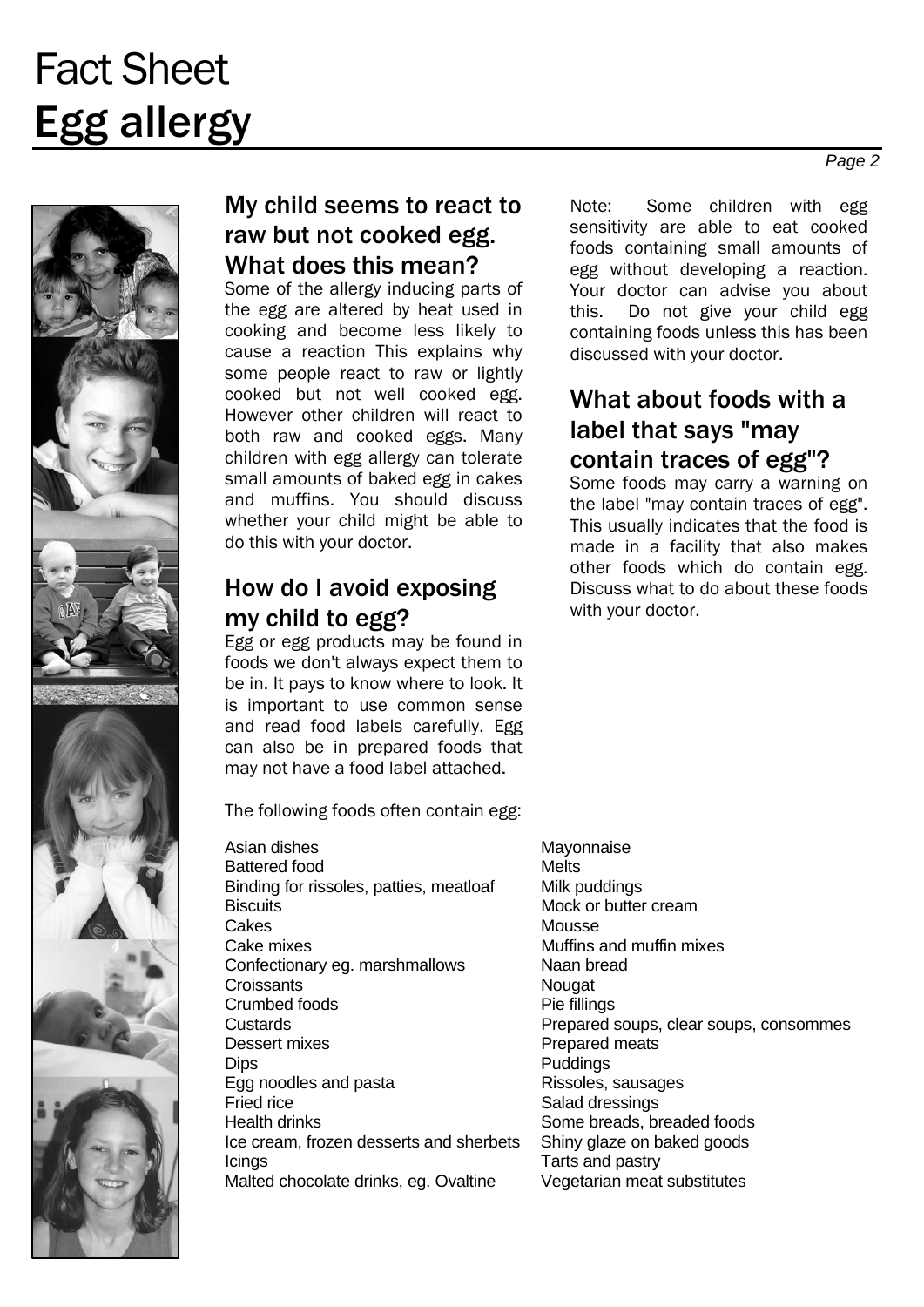# Fact Sheet
# Egg allergy

## My child seems to react to raw but not cooked egg. What does this mean?

Some of the allergy inducing parts of the egg are altered by heat used in cooking and become less likely to cause a reaction This explains why some people react to raw or lightly cooked but not well cooked egg. However other children will react to both raw and cooked eggs. Many children with egg allergy can tolerate small amounts of baked egg in cakes and muffins. You should discuss whether your child might be able to do this with your doctor.

## How do I avoid exposing my child to egg?

Egg or egg products may be found in foods we don't always expect them to be in. It pays to know where to look. It is important to use common sense and read food labels carefully. Egg can also be in prepared foods that may not have a food label attached.

The following foods often contain egg:

- Asian dishes
- Battered food
- Binding for rissoles, patties, meatloaf
- Biscuits
- Cakes
- Cake mixes
- Confectionary eg. marshmallows
- Croissants
- Crumbed foods
- Custards
- Dessert mixes
- Dips
- Egg noodles and pasta
- Fried rice
- Health drinks
- Ice cream, frozen desserts and sherbets
- Icings
- Malted chocolate drinks, eg. Ovaltine
- Mayonnaise
- Melts
- Milk puddings
- Mock or butter cream
- Mousse
- Muffins and muffin mixes
- Naan bread
- Nougat
- Pie fillings
- Prepared soups, clear soups, consommes
- Prepared meats
- Puddings
- Rissoles, sausages
- Salad dressings
- Some breads, breaded foods
- Shiny glaze on baked goods
- Tarts and pastry
- Vegetarian meat substitutes

Note: Some children with egg sensitivity are able to eat cooked foods containing small amounts of egg without developing a reaction. Your doctor can advise you about this. Do not give your child egg containing foods unless this has been discussed with your doctor.

## What about foods with a label that says "may contain traces of egg"?

Some foods may carry a warning on the label "may contain traces of egg". This usually indicates that the food is made in a facility that also makes other foods which do contain egg. Discuss what to do about these foods with your doctor.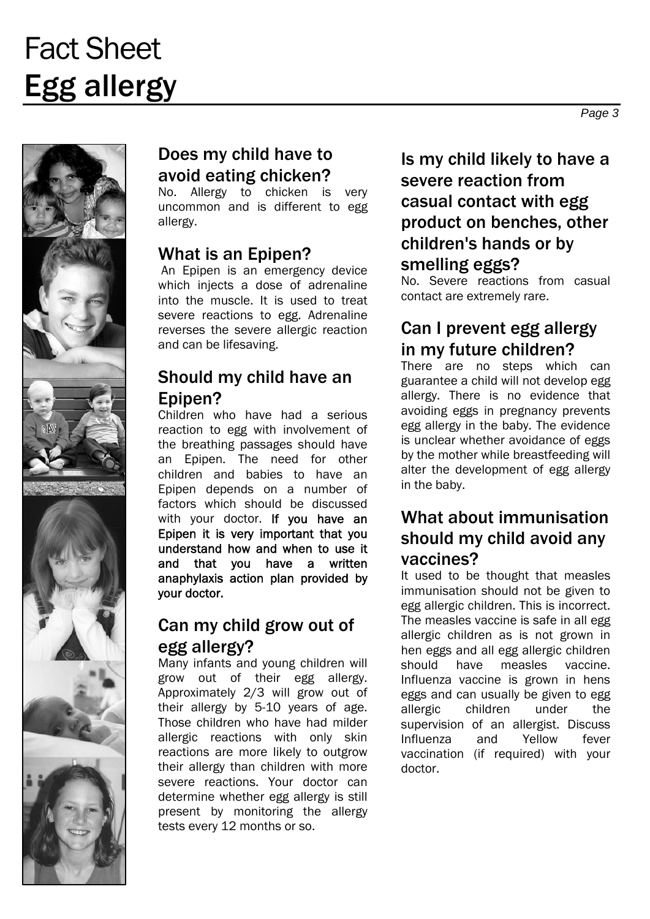# Fact Sheet
# Egg allergy

## Does my child have to avoid eating chicken?

No. Allergy to chicken is very uncommon and is different to egg allergy.

## What is an Epipen?

An Epipen is an emergency device which injects a dose of adrenaline into the muscle. It is used to treat severe reactions to egg. Adrenaline reverses the severe allergic reaction and can be lifesaving.

## Should my child have an Epipen?

Children who have had a serious reaction to egg with involvement of the breathing passages should have an Epipen. The need for other children and babies to have an Epipen depends on a number of factors which should be discussed with your doctor. **If you have an Epipen it is very important that you understand how and when to use it and that you have a written anaphylaxis action plan provided by your doctor.**

## Can my child grow out of egg allergy?

Many infants and young children will grow out of their egg allergy. Approximately 2/3 will grow out of their allergy by 5-10 years of age. Those children who have had milder allergic reactions with only skin reactions are more likely to outgrow their allergy than children with more severe reactions. Your doctor can determine whether egg allergy is still present by monitoring the allergy tests every 12 months or so.

## Is my child likely to have a severe reaction from casual contact with egg product on benches, other children's hands or by smelling eggs?

No. Severe reactions from casual contact are extremely rare.

## Can I prevent egg allergy in my future children?

There are no steps which can guarantee a child will not develop egg allergy. There is no evidence that avoiding eggs in pregnancy prevents egg allergy in the baby. The evidence is unclear whether avoidance of eggs by the mother while breastfeeding will alter the development of egg allergy in the baby.

## What about immunisation should my child avoid any vaccines?

It used to be thought that measles immunisation should not be given to egg allergic children. This is incorrect. The measles vaccine is safe in all egg allergic children as is not grown in hen eggs and all egg allergic children should have measles vaccine. Influenza vaccine is grown in hens eggs and can usually be given to egg allergic children under the supervision of an allergist. Discuss Influenza and Yellow fever vaccination (if required) with your doctor.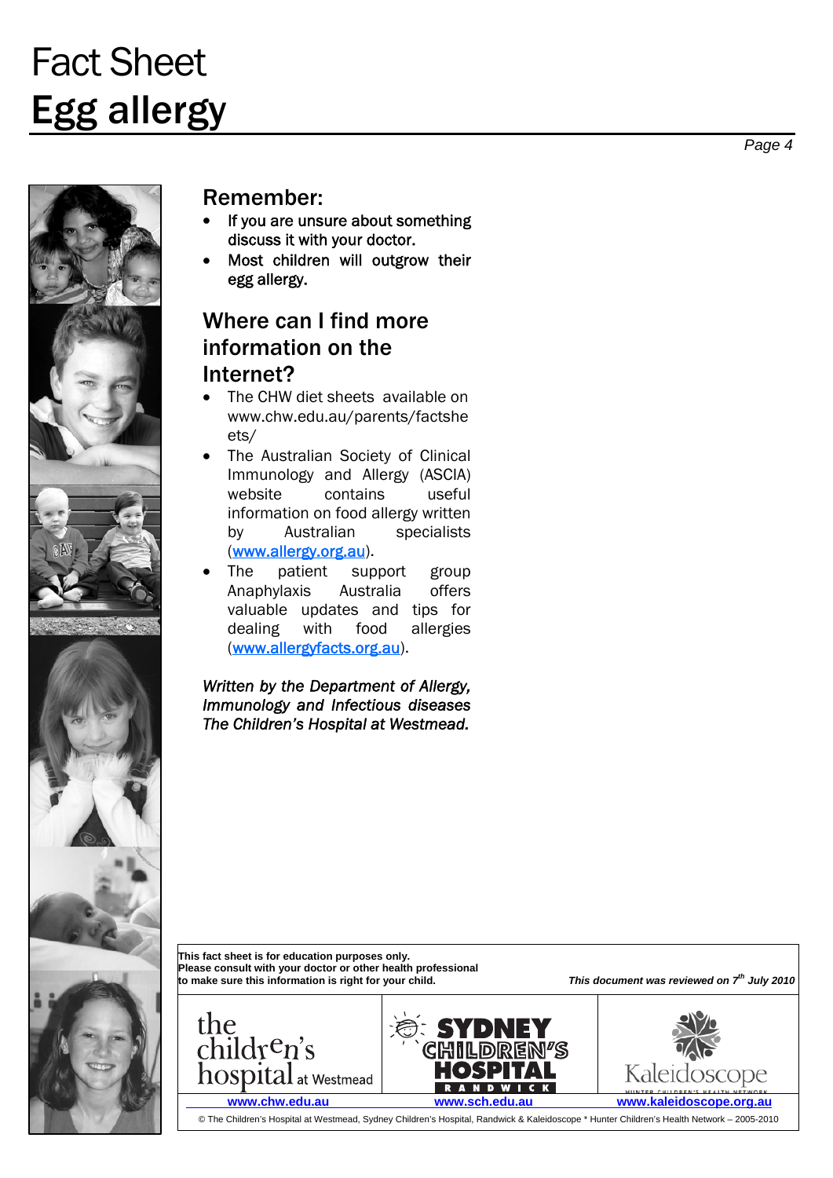## Remember:

- If you are unsure about something discuss it with your doctor.
- Most children will outgrow their egg allergy.

## Where can I find more information on the Internet?

- The CHW diet sheets available on www.chw.edu.au/parents/factsheets/
- The Australian Society of Clinical Immunology and Allergy (ASCIA) website contains useful information on food allergy written by Australian specialists (www.allergy.org.au).
- The patient support group Anaphylaxis Australia offers valuable updates and tips for dealing with food allergies (www.allergyfacts.org.au).

*Written by the Department of Allergy, Immunology and Infectious diseases The Children's Hospital at Westmead.*

**This fact sheet is for education purposes only. Please consult with your doctor or other health professional to make sure this information is right for your child.**

***This document was reviewed on 7th July 2010***

| the children's hospital at Westmead | SYDNEY CHILDREN'S HOSPITAL RANDWICK | Kaleidoscope HUNTER CHILDREN'S HEALTH NETWORK |
|---|---|---|
| www.chw.edu.au | www.sch.edu.au | www.kaleidoscope.org.au |

© The Children's Hospital at Westmead, Sydney Children's Hospital, Randwick & Kaleidoscope * Hunter Children's Health Network – 2005-2010